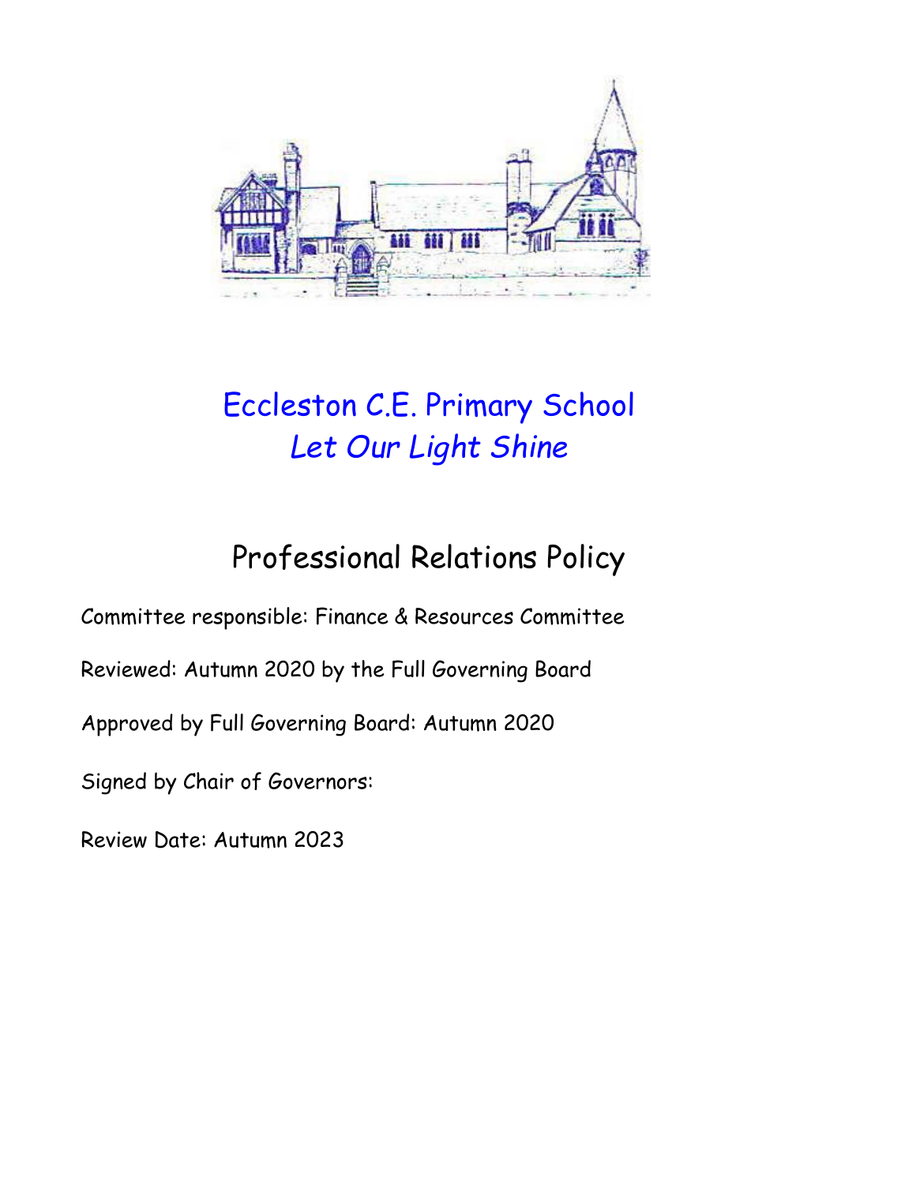# Eccleston C.E. Primary School

*Let Our Light Shine*

## Professional Relations Policy

Committee responsible: Finance & Resources Committee

Reviewed: Autumn 2020 by the Full Governing Board

Approved by Full Governing Board: Autumn 2020

Signed by Chair of Governors:

Review Date: Autumn 2023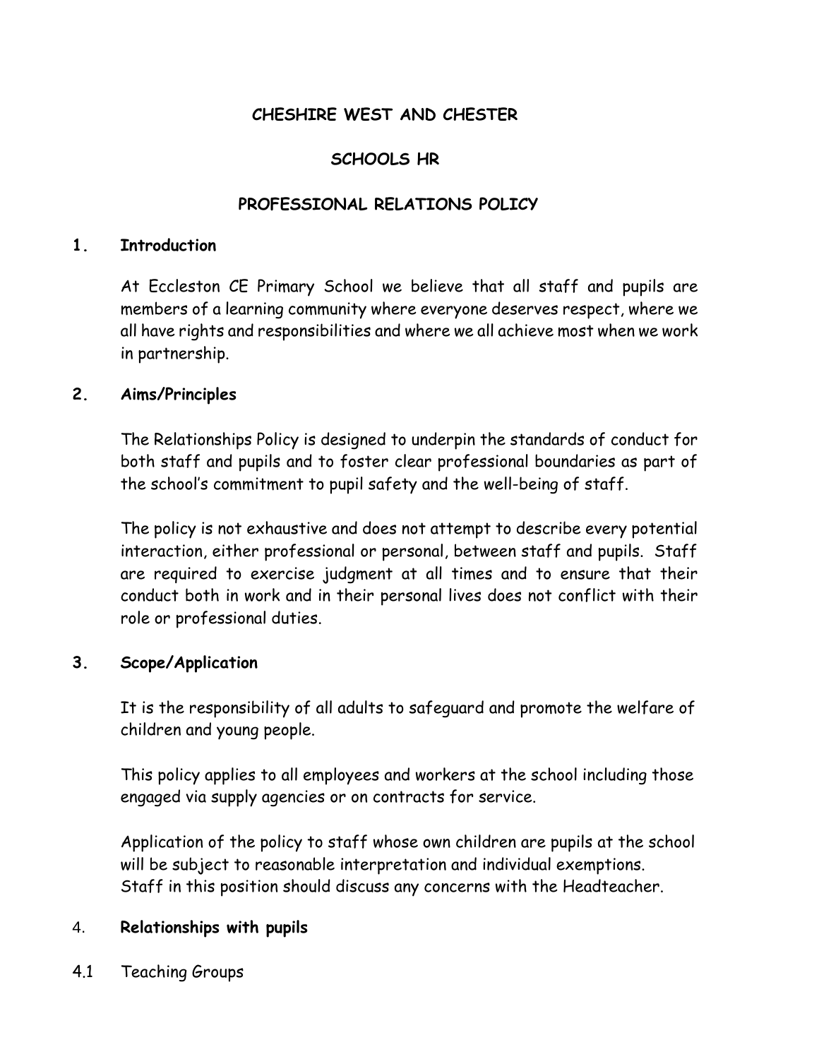**CHESHIRE WEST AND CHESTER**

**SCHOOLS HR**

**PROFESSIONAL RELATIONS POLICY**

## 1. Introduction

At Eccleston CE Primary School we believe that all staff and pupils are members of a learning community where everyone deserves respect, where we all have rights and responsibilities and where we all achieve most when we work in partnership.

## 2. Aims/Principles

The Relationships Policy is designed to underpin the standards of conduct for both staff and pupils and to foster clear professional boundaries as part of the school's commitment to pupil safety and the well-being of staff.

The policy is not exhaustive and does not attempt to describe every potential interaction, either professional or personal, between staff and pupils. Staff are required to exercise judgment at all times and to ensure that their conduct both in work and in their personal lives does not conflict with their role or professional duties.

## 3. Scope/Application

It is the responsibility of all adults to safeguard and promote the welfare of children and young people.

This policy applies to all employees and workers at the school including those engaged via supply agencies or on contracts for service.

Application of the policy to staff whose own children are pupils at the school will be subject to reasonable interpretation and individual exemptions. Staff in this position should discuss any concerns with the Headteacher.

## 4. Relationships with pupils

4.1 Teaching Groups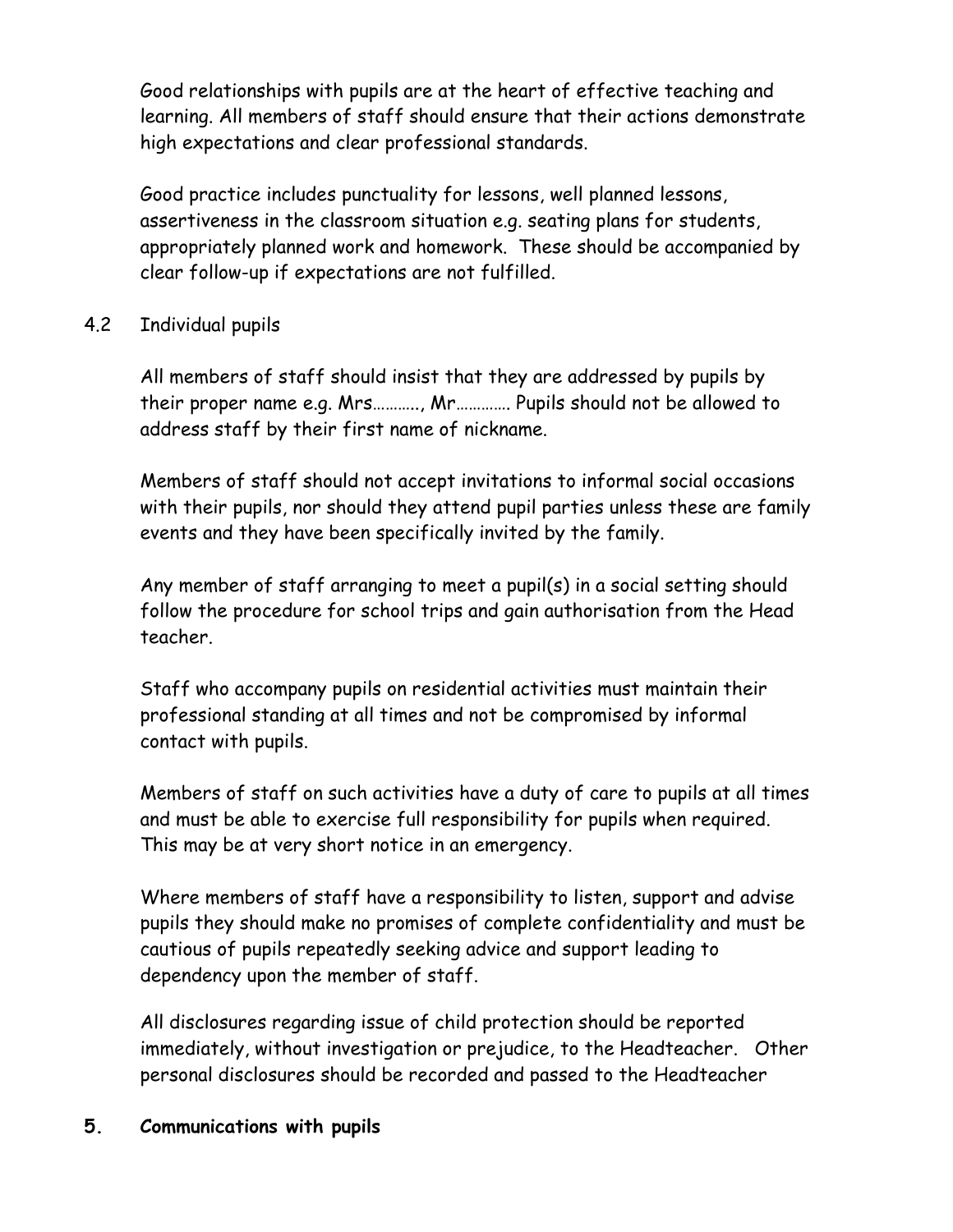Good relationships with pupils are at the heart of effective teaching and learning. All members of staff should ensure that their actions demonstrate high expectations and clear professional standards.

Good practice includes punctuality for lessons, well planned lessons, assertiveness in the classroom situation e.g. seating plans for students, appropriately planned work and homework. These should be accompanied by clear follow-up if expectations are not fulfilled.

### 4.2 Individual pupils

All members of staff should insist that they are addressed by pupils by their proper name e.g. Mrs………., Mr…………. Pupils should not be allowed to address staff by their first name of nickname.

Members of staff should not accept invitations to informal social occasions with their pupils, nor should they attend pupil parties unless these are family events and they have been specifically invited by the family.

Any member of staff arranging to meet a pupil(s) in a social setting should follow the procedure for school trips and gain authorisation from the Head teacher.

Staff who accompany pupils on residential activities must maintain their professional standing at all times and not be compromised by informal contact with pupils.

Members of staff on such activities have a duty of care to pupils at all times and must be able to exercise full responsibility for pupils when required. This may be at very short notice in an emergency.

Where members of staff have a responsibility to listen, support and advise pupils they should make no promises of complete confidentiality and must be cautious of pupils repeatedly seeking advice and support leading to dependency upon the member of staff.

All disclosures regarding issue of child protection should be reported immediately, without investigation or prejudice, to the Headteacher. Other personal disclosures should be recorded and passed to the Headteacher

## 5. Communications with pupils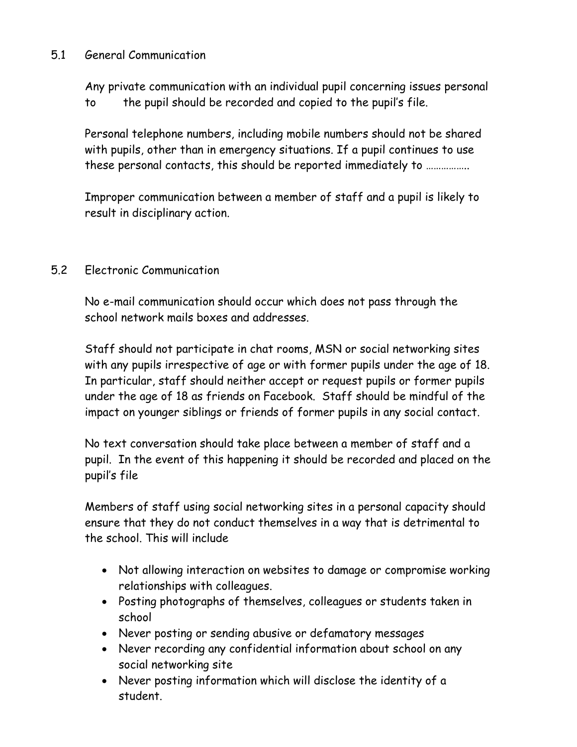## 5.1 General Communication

Any private communication with an individual pupil concerning issues personal to the pupil should be recorded and copied to the pupil's file.

Personal telephone numbers, including mobile numbers should not be shared with pupils, other than in emergency situations. If a pupil continues to use these personal contacts, this should be reported immediately to ……………..

Improper communication between a member of staff and a pupil is likely to result in disciplinary action.

## 5.2 Electronic Communication

No e-mail communication should occur which does not pass through the school network mails boxes and addresses.

Staff should not participate in chat rooms, MSN or social networking sites with any pupils irrespective of age or with former pupils under the age of 18. In particular, staff should neither accept or request pupils or former pupils under the age of 18 as friends on Facebook. Staff should be mindful of the impact on younger siblings or friends of former pupils in any social contact.

No text conversation should take place between a member of staff and a pupil. In the event of this happening it should be recorded and placed on the pupil's file

Members of staff using social networking sites in a personal capacity should ensure that they do not conduct themselves in a way that is detrimental to the school. This will include

- Not allowing interaction on websites to damage or compromise working relationships with colleagues.
- Posting photographs of themselves, colleagues or students taken in school
- Never posting or sending abusive or defamatory messages
- Never recording any confidential information about school on any social networking site
- Never posting information which will disclose the identity of a student.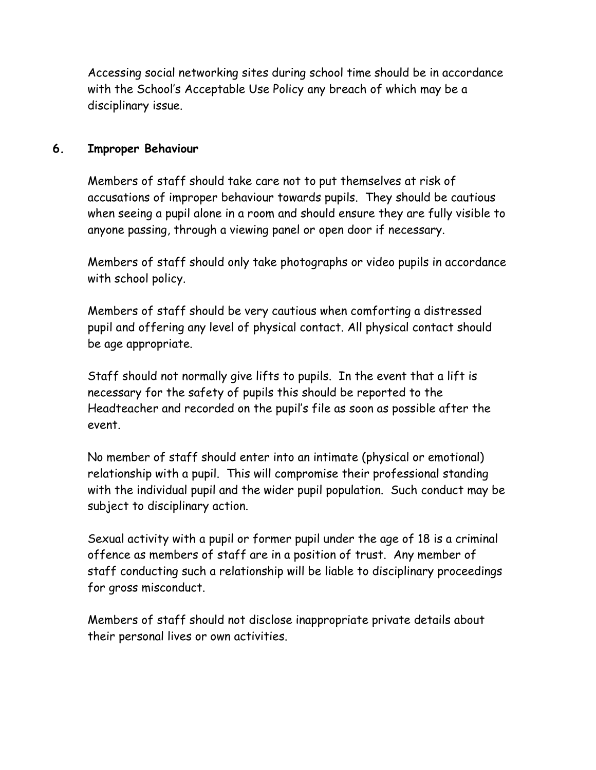Accessing social networking sites during school time should be in accordance with the School's Acceptable Use Policy any breach of which may be a disciplinary issue.

## 6. Improper Behaviour

Members of staff should take care not to put themselves at risk of accusations of improper behaviour towards pupils. They should be cautious when seeing a pupil alone in a room and should ensure they are fully visible to anyone passing, through a viewing panel or open door if necessary.

Members of staff should only take photographs or video pupils in accordance with school policy.

Members of staff should be very cautious when comforting a distressed pupil and offering any level of physical contact. All physical contact should be age appropriate.

Staff should not normally give lifts to pupils. In the event that a lift is necessary for the safety of pupils this should be reported to the Headteacher and recorded on the pupil's file as soon as possible after the event.

No member of staff should enter into an intimate (physical or emotional) relationship with a pupil. This will compromise their professional standing with the individual pupil and the wider pupil population. Such conduct may be subject to disciplinary action.

Sexual activity with a pupil or former pupil under the age of 18 is a criminal offence as members of staff are in a position of trust. Any member of staff conducting such a relationship will be liable to disciplinary proceedings for gross misconduct.

Members of staff should not disclose inappropriate private details about their personal lives or own activities.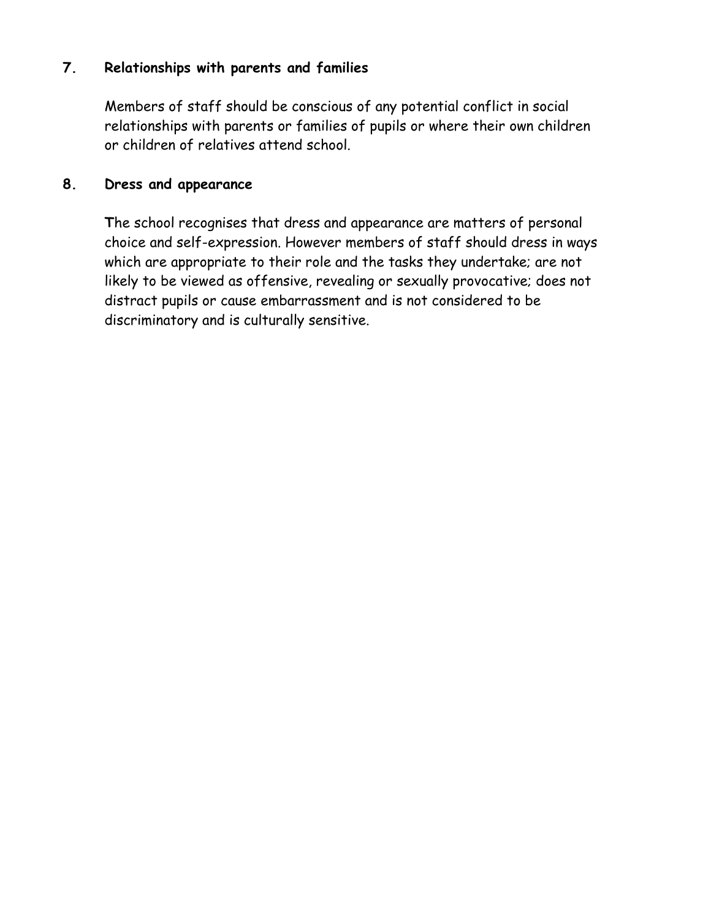## 7. Relationships with parents and families

Members of staff should be conscious of any potential conflict in social relationships with parents or families of pupils or where their own children or children of relatives attend school.

## 8. Dress and appearance

The school recognises that dress and appearance are matters of personal choice and self-expression. However members of staff should dress in ways which are appropriate to their role and the tasks they undertake; are not likely to be viewed as offensive, revealing or sexually provocative; does not distract pupils or cause embarrassment and is not considered to be discriminatory and is culturally sensitive.